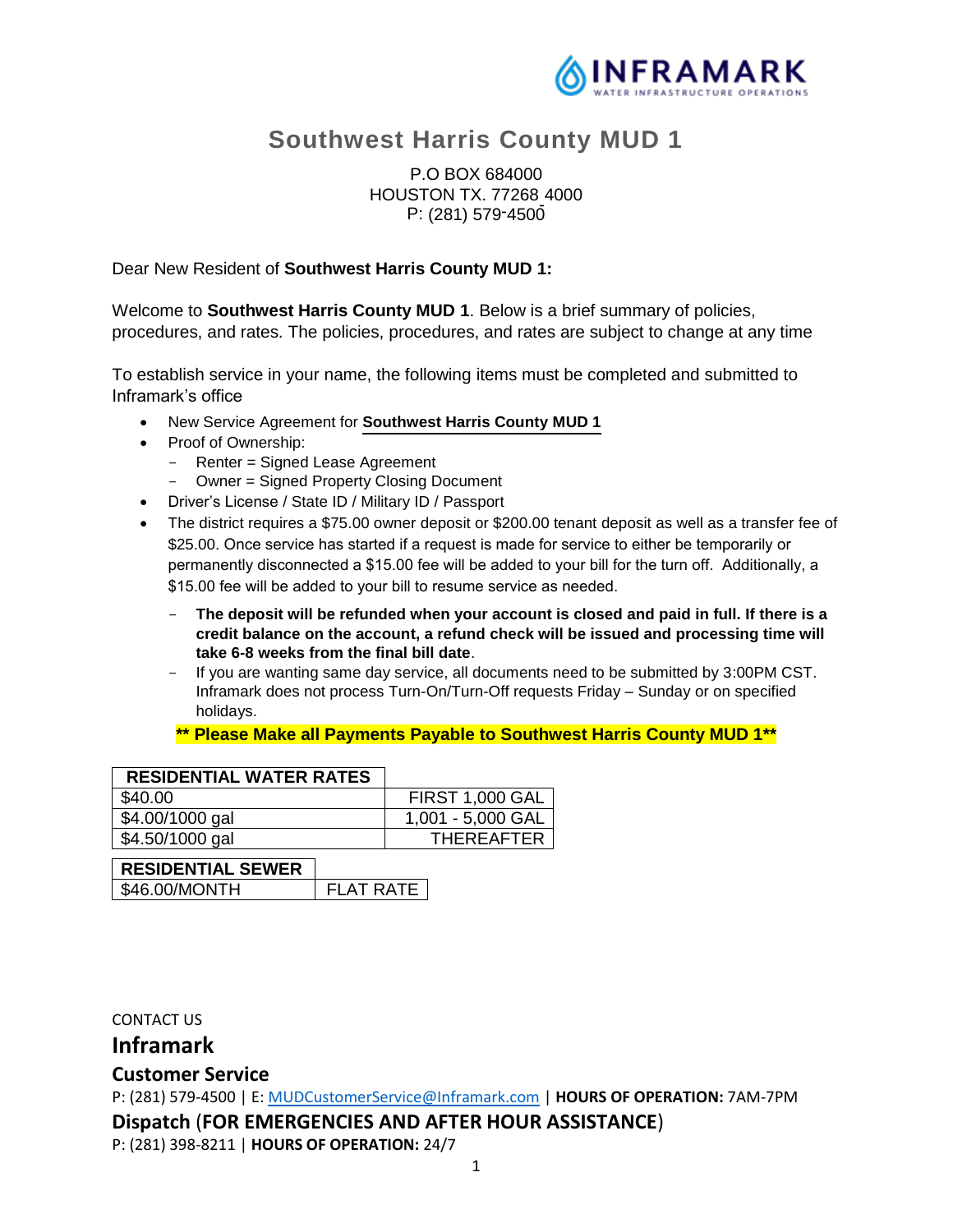# Southwest Harris County MUD 1

P.O BOX 684000
HOUSTON TX. 77268 4000
P: (281) 579-4500

Dear New Resident of **Southwest Harris County MUD 1:**

Welcome to **Southwest Harris County MUD 1**. Below is a brief summary of policies, procedures, and rates. The policies, procedures, and rates are subject to change at any time

To establish service in your name, the following items must be completed and submitted to Inframark's office

- New Service Agreement for **Southwest Harris County MUD 1**
- Proof of Ownership:
  - Renter = Signed Lease Agreement
  - Owner = Signed Property Closing Document
- Driver's License / State ID / Military ID / Passport
- The district requires a $75.00 owner deposit or $200.00 tenant deposit as well as a transfer fee of $25.00. Once service has started if a request is made for service to either be temporarily or permanently disconnected a $15.00 fee will be added to your bill for the turn off. Additionally, a $15.00 fee will be added to your bill to resume service as needed.
  - **The deposit will be refunded when your account is closed and paid in full. If there is a credit balance on the account, a refund check will be issued and processing time will take 6-8 weeks from the final bill date**.
  - If you are wanting same day service, all documents need to be submitted by 3:00PM CST. Inframark does not process Turn-On/Turn-Off requests Friday – Sunday or on specified holidays.

**\*\* Please Make all Payments Payable to Southwest Harris County MUD 1\*\***

| RESIDENTIAL WATER RATES | |
|---|---|
| $40.00 | FIRST 1,000 GAL |
| $4.00/1000 gal | 1,001 - 5,000 GAL |
| $4.50/1000 gal | THEREAFTER |

| RESIDENTIAL SEWER | |
|---|---|
| $46.00/MONTH | FLAT RATE |

CONTACT US

## Inframark

### Customer Service

P: (281) 579-4500 | E: MUDCustomerService@Inframark.com | **HOURS OF OPERATION:** 7AM-7PM

### Dispatch (FOR EMERGENCIES AND AFTER HOUR ASSISTANCE)

P: (281) 398-8211 | **HOURS OF OPERATION:** 24/7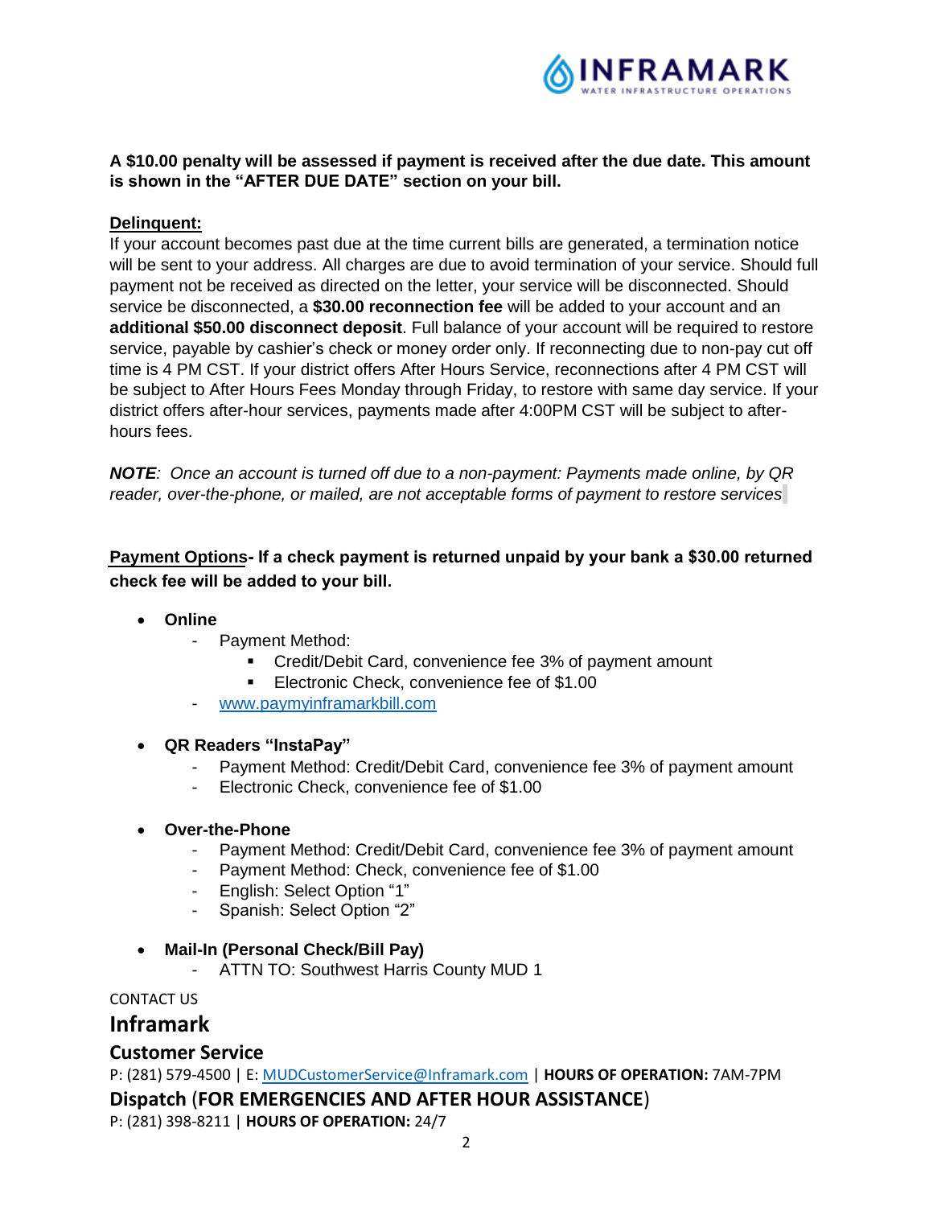**A $10.00 penalty will be assessed if payment is received after the due date. This amount is shown in the "AFTER DUE DATE" section on your bill.**

**Delinquent:**

If your account becomes past due at the time current bills are generated, a termination notice will be sent to your address. All charges are due to avoid termination of your service. Should full payment not be received as directed on the letter, your service will be disconnected. Should service be disconnected, a **$30.00 reconnection fee** will be added to your account and an **additional $50.00 disconnect deposit**. Full balance of your account will be required to restore service, payable by cashier's check or money order only. If reconnecting due to non-pay cut off time is 4 PM CST. If your district offers After Hours Service, reconnections after 4 PM CST will be subject to After Hours Fees Monday through Friday, to restore with same day service. If your district offers after-hour services, payments made after 4:00PM CST will be subject to after-hours fees.

***NOTE**: Once an account is turned off due to a non-payment: Payments made online, by QR reader, over-the-phone, or mailed, are not acceptable forms of payment to restore services*

**Payment Options- If a check payment is returned unpaid by your bank a $30.00 returned check fee will be added to your bill.**

- **Online**
  - Payment Method:
    - Credit/Debit Card, convenience fee 3% of payment amount
    - Electronic Check, convenience fee of $1.00
  - www.paymyinframarkbill.com
- **QR Readers "InstaPay"**
  - Payment Method: Credit/Debit Card, convenience fee 3% of payment amount
  - Electronic Check, convenience fee of $1.00
- **Over-the-Phone**
  - Payment Method: Credit/Debit Card, convenience fee 3% of payment amount
  - Payment Method: Check, convenience fee of $1.00
  - English: Select Option "1"
  - Spanish: Select Option "2"
- **Mail-In (Personal Check/Bill Pay)**
  - ATTN TO: Southwest Harris County MUD 1

CONTACT US

## Inframark

### Customer Service

P: (281) 579-4500 | E: MUDCustomerService@Inframark.com | **HOURS OF OPERATION:** 7AM-7PM

### Dispatch (FOR EMERGENCIES AND AFTER HOUR ASSISTANCE)

P: (281) 398-8211 | **HOURS OF OPERATION:** 24/7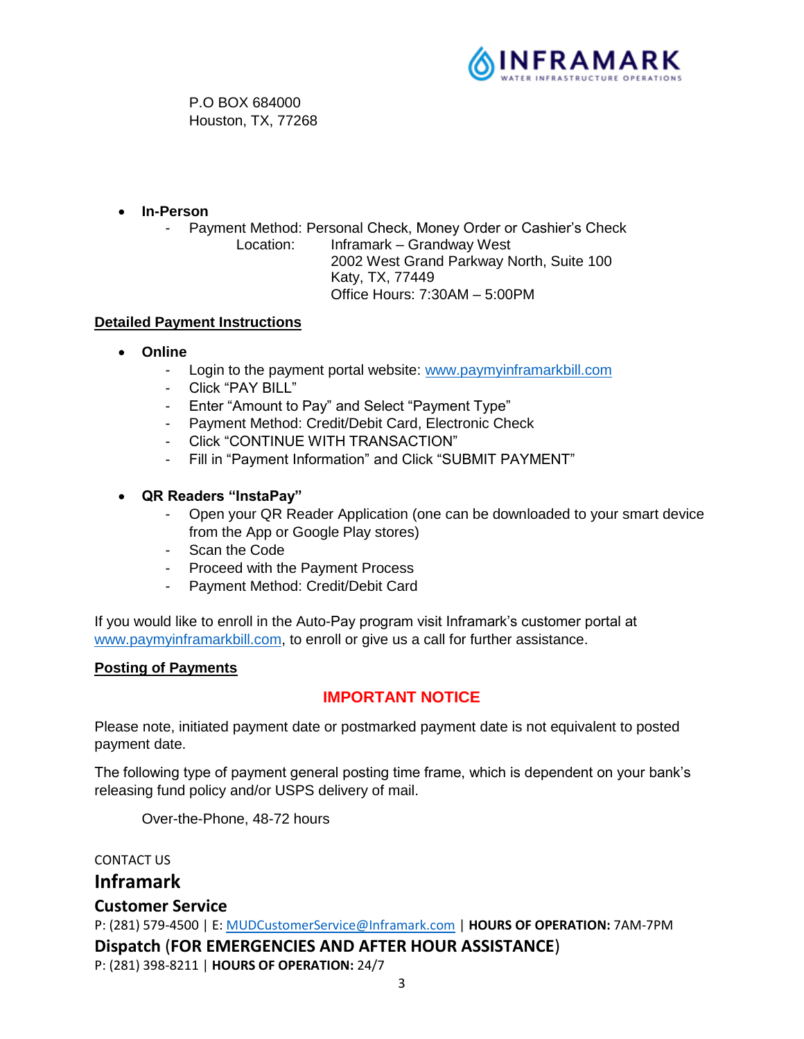P.O BOX 684000
Houston, TX, 77268

- **In-Person**
  - Payment Method: Personal Check, Money Order or Cashier's Check
    Location: Inframark – Grandway West
    2002 West Grand Parkway North, Suite 100
    Katy, TX, 77449
    Office Hours: 7:30AM – 5:00PM

## Detailed Payment Instructions

- **Online**
  - Login to the payment portal website: www.paymyinframarkbill.com
  - Click "PAY BILL"
  - Enter "Amount to Pay" and Select "Payment Type"
  - Payment Method: Credit/Debit Card, Electronic Check
  - Click "CONTINUE WITH TRANSACTION"
  - Fill in "Payment Information" and Click "SUBMIT PAYMENT"

- **QR Readers "InstaPay"**
  - Open your QR Reader Application (one can be downloaded to your smart device from the App or Google Play stores)
  - Scan the Code
  - Proceed with the Payment Process
  - Payment Method: Credit/Debit Card

If you would like to enroll in the Auto-Pay program visit Inframark's customer portal at www.paymyinframarkbill.com, to enroll or give us a call for further assistance.

## Posting of Payments

**IMPORTANT NOTICE**

Please note, initiated payment date or postmarked payment date is not equivalent to posted payment date.

The following type of payment general posting time frame, which is dependent on your bank's releasing fund policy and/or USPS delivery of mail.

Over-the-Phone, 48-72 hours

CONTACT US

## Inframark

### Customer Service

P: (281) 579-4500 | E: MUDCustomerService@Inframark.com | **HOURS OF OPERATION:** 7AM-7PM

### Dispatch (FOR EMERGENCIES AND AFTER HOUR ASSISTANCE)

P: (281) 398-8211 | **HOURS OF OPERATION:** 24/7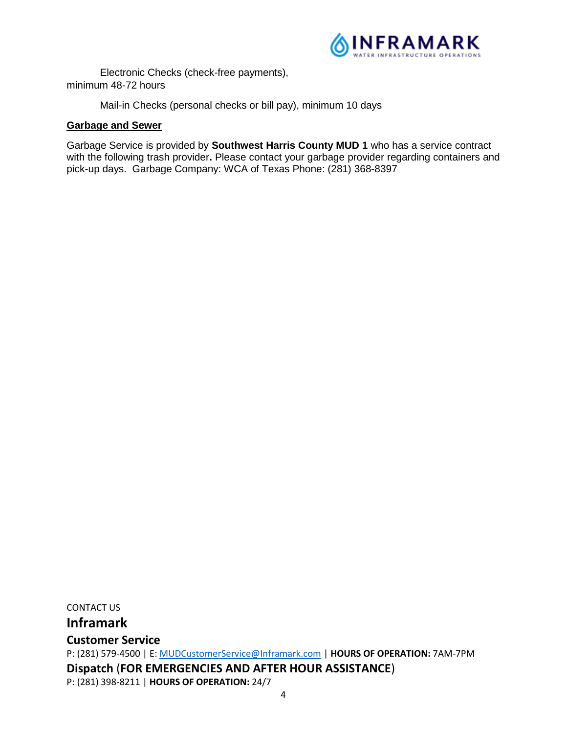Electronic Checks (check-free payments), minimum 48-72 hours

Mail-in Checks (personal checks or bill pay), minimum 10 days

**Garbage and Sewer**

Garbage Service is provided by **Southwest Harris County MUD 1** who has a service contract with the following trash provider**.** Please contact your garbage provider regarding containers and pick-up days. Garbage Company: WCA of Texas Phone: (281) 368-8397

CONTACT US

## Inframark

### Customer Service

P: (281) 579-4500 | E: MUDCustomerService@Inframark.com | **HOURS OF OPERATION:** 7AM-7PM

### Dispatch (FOR EMERGENCIES AND AFTER HOUR ASSISTANCE)

P: (281) 398-8211 | **HOURS OF OPERATION:** 24/7